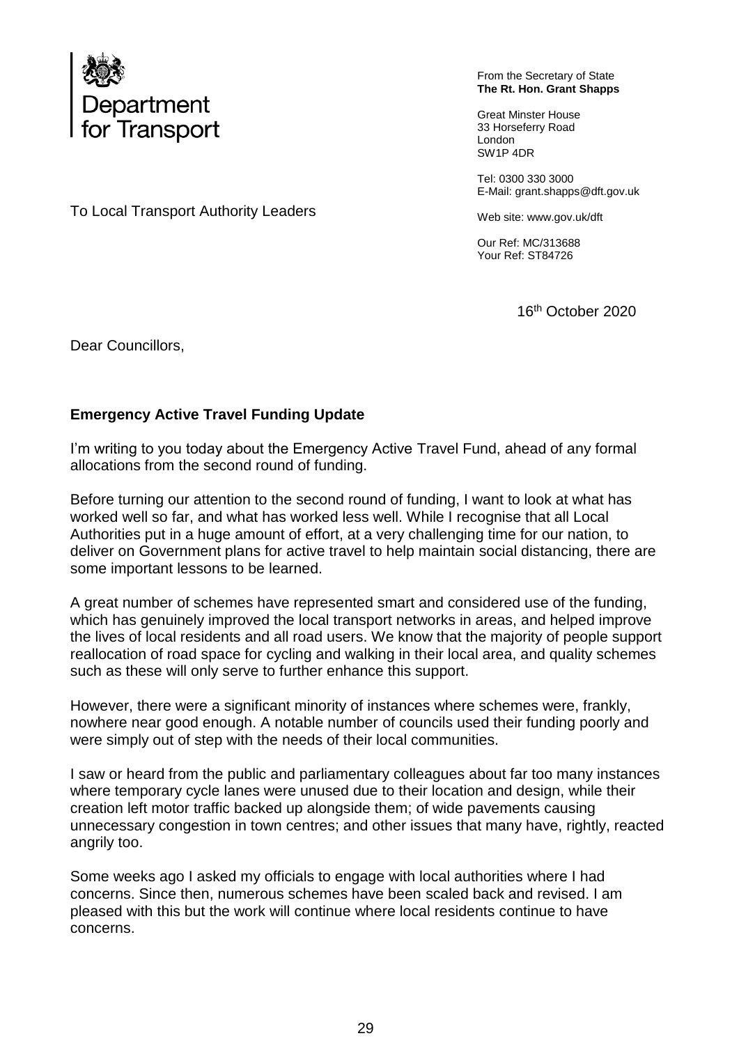Department for Transport

From the Secretary of State
**The Rt. Hon. Grant Shapps**

Great Minster House
33 Horseferry Road
London
SW1P 4DR

Tel: 0300 330 3000
E-Mail: grant.shapps@dft.gov.uk

Web site: www.gov.uk/dft

Our Ref: MC/313688
Your Ref: ST84726

To Local Transport Authority Leaders

16th October 2020

Dear Councillors,

**Emergency Active Travel Funding Update**

I'm writing to you today about the Emergency Active Travel Fund, ahead of any formal allocations from the second round of funding.

Before turning our attention to the second round of funding, I want to look at what has worked well so far, and what has worked less well. While I recognise that all Local Authorities put in a huge amount of effort, at a very challenging time for our nation, to deliver on Government plans for active travel to help maintain social distancing, there are some important lessons to be learned.

A great number of schemes have represented smart and considered use of the funding, which has genuinely improved the local transport networks in areas, and helped improve the lives of local residents and all road users. We know that the majority of people support reallocation of road space for cycling and walking in their local area, and quality schemes such as these will only serve to further enhance this support.

However, there were a significant minority of instances where schemes were, frankly, nowhere near good enough. A notable number of councils used their funding poorly and were simply out of step with the needs of their local communities.

I saw or heard from the public and parliamentary colleagues about far too many instances where temporary cycle lanes were unused due to their location and design, while their creation left motor traffic backed up alongside them; of wide pavements causing unnecessary congestion in town centres; and other issues that many have, rightly, reacted angrily too.

Some weeks ago I asked my officials to engage with local authorities where I had concerns. Since then, numerous schemes have been scaled back and revised. I am pleased with this but the work will continue where local residents continue to have concerns.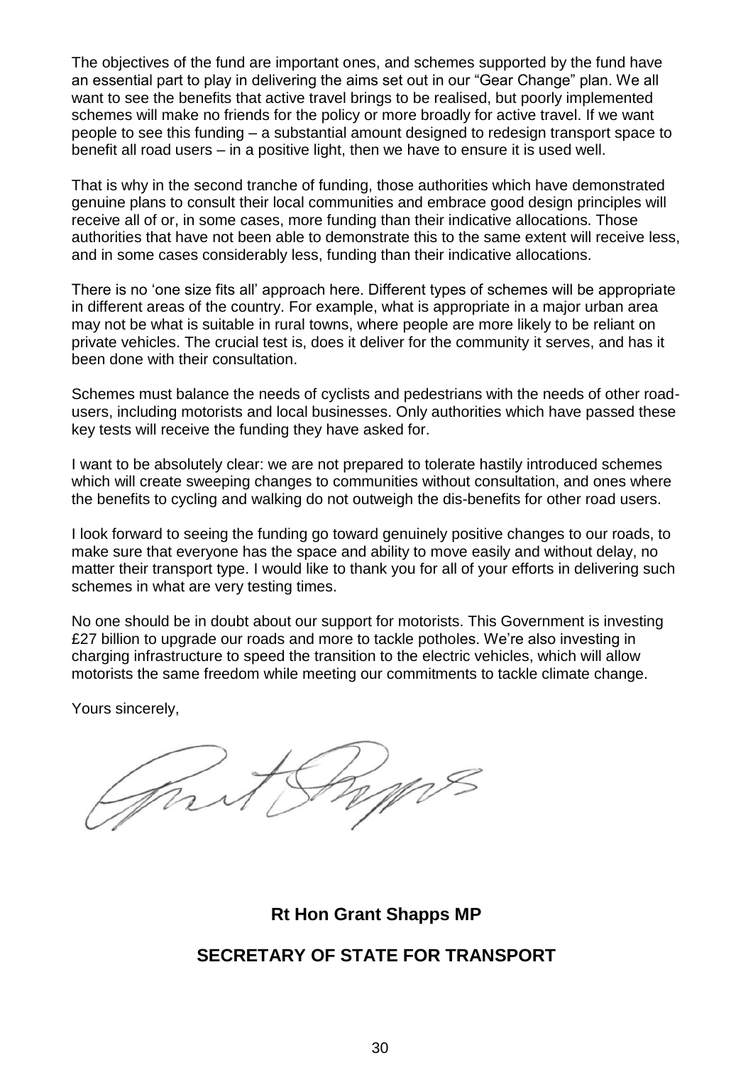The objectives of the fund are important ones, and schemes supported by the fund have an essential part to play in delivering the aims set out in our "Gear Change" plan. We all want to see the benefits that active travel brings to be realised, but poorly implemented schemes will make no friends for the policy or more broadly for active travel. If we want people to see this funding – a substantial amount designed to redesign transport space to benefit all road users – in a positive light, then we have to ensure it is used well.

That is why in the second tranche of funding, those authorities which have demonstrated genuine plans to consult their local communities and embrace good design principles will receive all of or, in some cases, more funding than their indicative allocations. Those authorities that have not been able to demonstrate this to the same extent will receive less, and in some cases considerably less, funding than their indicative allocations.

There is no 'one size fits all' approach here. Different types of schemes will be appropriate in different areas of the country. For example, what is appropriate in a major urban area may not be what is suitable in rural towns, where people are more likely to be reliant on private vehicles. The crucial test is, does it deliver for the community it serves, and has it been done with their consultation.

Schemes must balance the needs of cyclists and pedestrians with the needs of other road-users, including motorists and local businesses. Only authorities which have passed these key tests will receive the funding they have asked for.

I want to be absolutely clear: we are not prepared to tolerate hastily introduced schemes which will create sweeping changes to communities without consultation, and ones where the benefits to cycling and walking do not outweigh the dis-benefits for other road users.

I look forward to seeing the funding go toward genuinely positive changes to our roads, to make sure that everyone has the space and ability to move easily and without delay, no matter their transport type. I would like to thank you for all of your efforts in delivering such schemes in what are very testing times.

No one should be in doubt about our support for motorists. This Government is investing £27 billion to upgrade our roads and more to tackle potholes. We're also investing in charging infrastructure to speed the transition to the electric vehicles, which will allow motorists the same freedom while meeting our commitments to tackle climate change.

Yours sincerely,

**Rt Hon Grant Shapps MP**

**SECRETARY OF STATE FOR TRANSPORT**